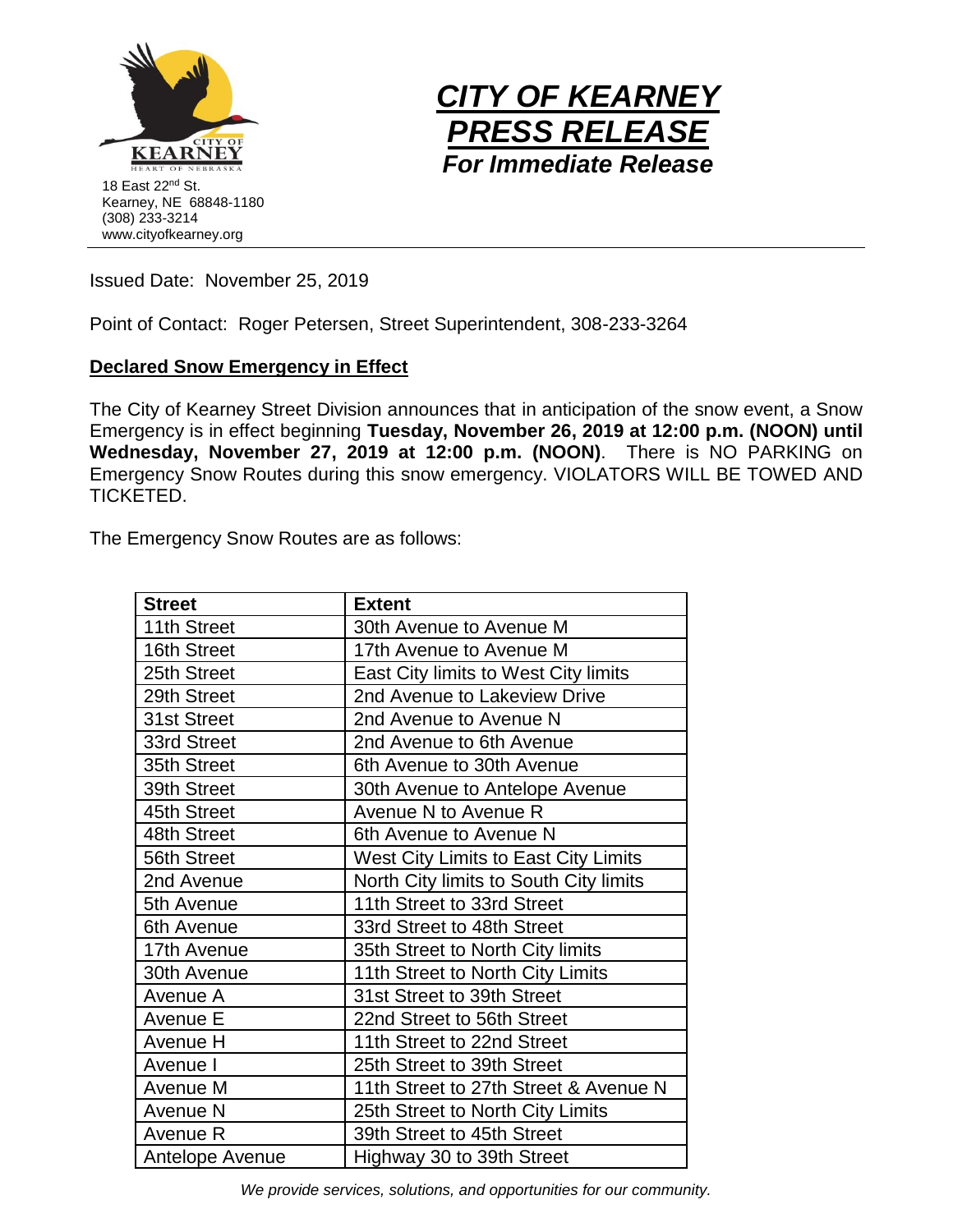CITY OF KEARNEY
HEART OF NEBRASKA

18 East 22nd St.
Kearney, NE 68848-1180
(308) 233-3214
www.cityofkearney.org

# *CITY OF KEARNEY PRESS RELEASE*

***For Immediate Release***

Issued Date: November 25, 2019

Point of Contact: Roger Petersen, Street Superintendent, 308-233-3264

## Declared Snow Emergency in Effect

The City of Kearney Street Division announces that in anticipation of the snow event, a Snow Emergency is in effect beginning **Tuesday, November 26, 2019 at 12:00 p.m. (NOON) until Wednesday, November 27, 2019 at 12:00 p.m. (NOON)**. There is NO PARKING on Emergency Snow Routes during this snow emergency. VIOLATORS WILL BE TOWED AND TICKETED.

The Emergency Snow Routes are as follows:

| Street | Extent |
|---|---|
| 11th Street | 30th Avenue to Avenue M |
| 16th Street | 17th Avenue to Avenue M |
| 25th Street | East City limits to West City limits |
| 29th Street | 2nd Avenue to Lakeview Drive |
| 31st Street | 2nd Avenue to Avenue N |
| 33rd Street | 2nd Avenue to 6th Avenue |
| 35th Street | 6th Avenue to 30th Avenue |
| 39th Street | 30th Avenue to Antelope Avenue |
| 45th Street | Avenue N to Avenue R |
| 48th Street | 6th Avenue to Avenue N |
| 56th Street | West City Limits to East City Limits |
| 2nd Avenue | North City limits to South City limits |
| 5th Avenue | 11th Street to 33rd Street |
| 6th Avenue | 33rd Street to 48th Street |
| 17th Avenue | 35th Street to North City limits |
| 30th Avenue | 11th Street to North City Limits |
| Avenue A | 31st Street to 39th Street |
| Avenue E | 22nd Street to 56th Street |
| Avenue H | 11th Street to 22nd Street |
| Avenue I | 25th Street to 39th Street |
| Avenue M | 11th Street to 27th Street & Avenue N |
| Avenue N | 25th Street to North City Limits |
| Avenue R | 39th Street to 45th Street |
| Antelope Avenue | Highway 30 to 39th Street |

*We provide services, solutions, and opportunities for our community.*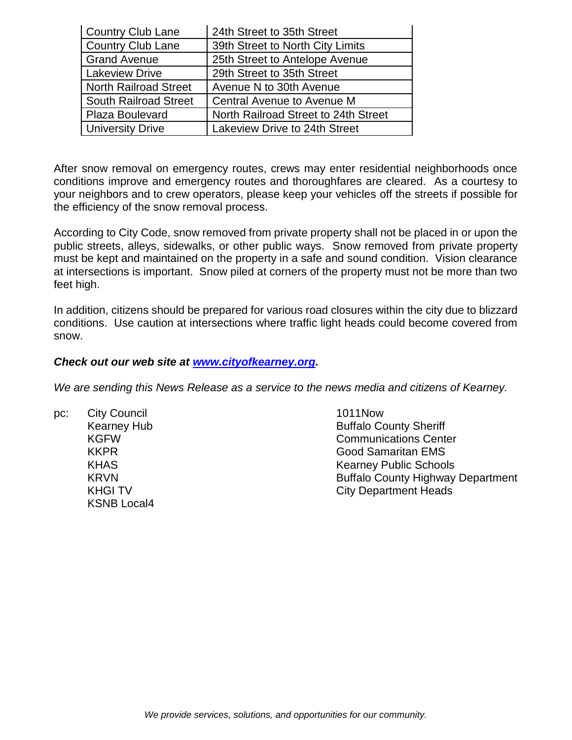| | |
|---|---|
| Country Club Lane | 24th Street to 35th Street |
| Country Club Lane | 39th Street to North City Limits |
| Grand Avenue | 25th Street to Antelope Avenue |
| Lakeview Drive | 29th Street to 35th Street |
| North Railroad Street | Avenue N to 30th Avenue |
| South Railroad Street | Central Avenue to Avenue M |
| Plaza Boulevard | North Railroad Street to 24th Street |
| University Drive | Lakeview Drive to 24th Street |

After snow removal on emergency routes, crews may enter residential neighborhoods once conditions improve and emergency routes and thoroughfares are cleared. As a courtesy to your neighbors and to crew operators, please keep your vehicles off the streets if possible for the efficiency of the snow removal process.

According to City Code, snow removed from private property shall not be placed in or upon the public streets, alleys, sidewalks, or other public ways. Snow removed from private property must be kept and maintained on the property in a safe and sound condition. Vision clearance at intersections is important. Snow piled at corners of the property must not be more than two feet high.

In addition, citizens should be prepared for various road closures within the city due to blizzard conditions. Use caution at intersections where traffic light heads could become covered from snow.

***Check out our web site at [www.cityofkearney.org](http://www.cityofkearney.org).***

*We are sending this News Release as a service to the news media and citizens of Kearney.*

pc:
City Council
Kearney Hub
KGFW
KKPR
KHAS
KRVN
KHGI TV
KSNB Local4
1011Now
Buffalo County Sheriff
Communications Center
Good Samaritan EMS
Kearney Public Schools
Buffalo County Highway Department
City Department Heads